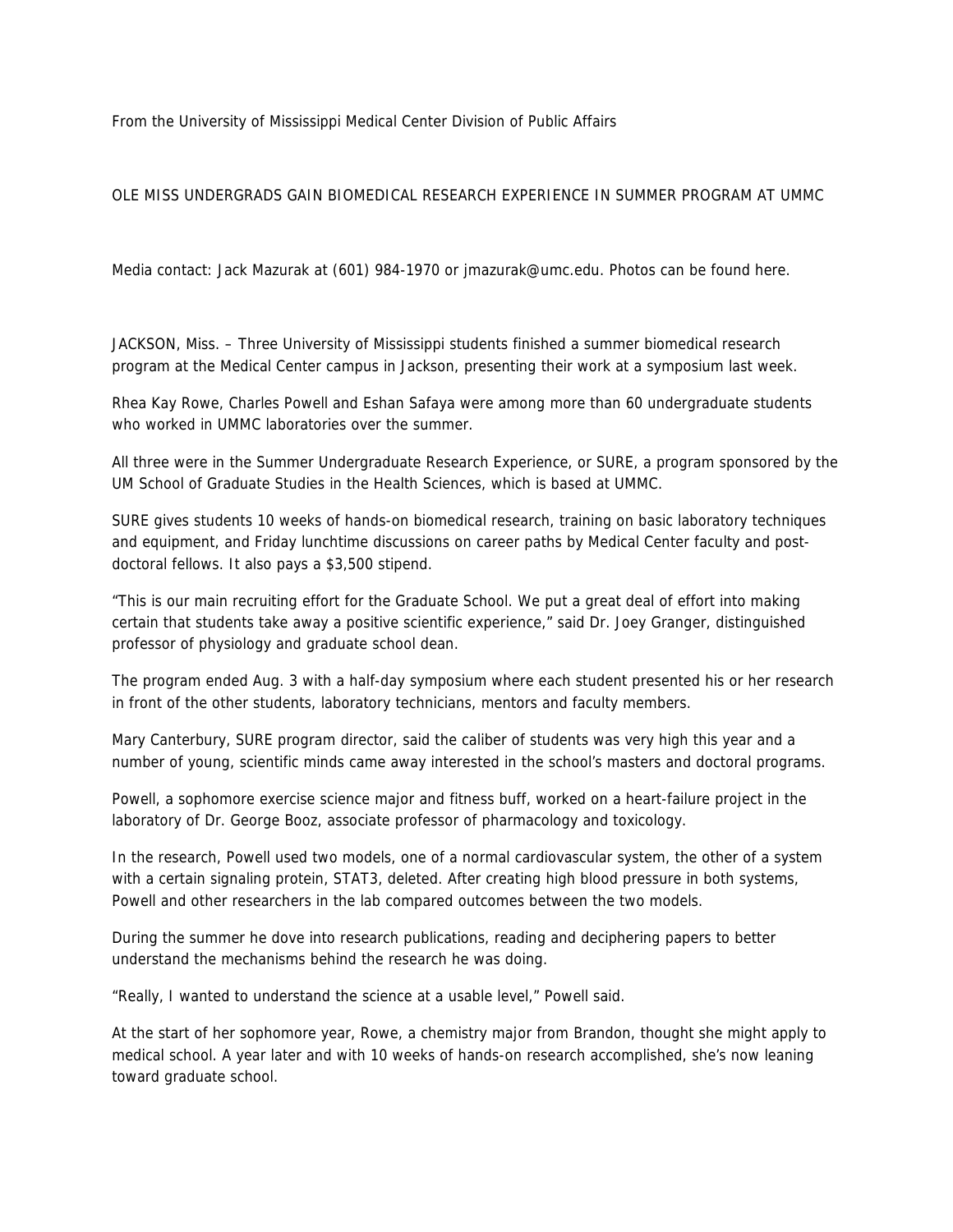From the University of Mississippi Medical Center Division of Public Affairs

# OLE MISS UNDERGRADS GAIN BIOMEDICAL RESEARCH EXPERIENCE IN SUMMER PROGRAM AT UMMC

Media contact: Jack Mazurak at (601) 984-1970 or jmazurak@umc.edu. Photos can be found here.

JACKSON, Miss. – Three University of Mississippi students finished a summer biomedical research program at the Medical Center campus in Jackson, presenting their work at a symposium last week.

Rhea Kay Rowe, Charles Powell and Eshan Safaya were among more than 60 undergraduate students who worked in UMMC laboratories over the summer.

All three were in the Summer Undergraduate Research Experience, or SURE, a program sponsored by the UM School of Graduate Studies in the Health Sciences, which is based at UMMC.

SURE gives students 10 weeks of hands-on biomedical research, training on basic laboratory techniques and equipment, and Friday lunchtime discussions on career paths by Medical Center faculty and post-doctoral fellows. It also pays a $3,500 stipend.

"This is our main recruiting effort for the Graduate School. We put a great deal of effort into making certain that students take away a positive scientific experience," said Dr. Joey Granger, distinguished professor of physiology and graduate school dean.

The program ended Aug. 3 with a half-day symposium where each student presented his or her research in front of the other students, laboratory technicians, mentors and faculty members.

Mary Canterbury, SURE program director, said the caliber of students was very high this year and a number of young, scientific minds came away interested in the school's masters and doctoral programs.

Powell, a sophomore exercise science major and fitness buff, worked on a heart-failure project in the laboratory of Dr. George Booz, associate professor of pharmacology and toxicology.

In the research, Powell used two models, one of a normal cardiovascular system, the other of a system with a certain signaling protein, STAT3, deleted. After creating high blood pressure in both systems, Powell and other researchers in the lab compared outcomes between the two models.

During the summer he dove into research publications, reading and deciphering papers to better understand the mechanisms behind the research he was doing.

"Really, I wanted to understand the science at a usable level," Powell said.

At the start of her sophomore year, Rowe, a chemistry major from Brandon, thought she might apply to medical school. A year later and with 10 weeks of hands-on research accomplished, she's now leaning toward graduate school.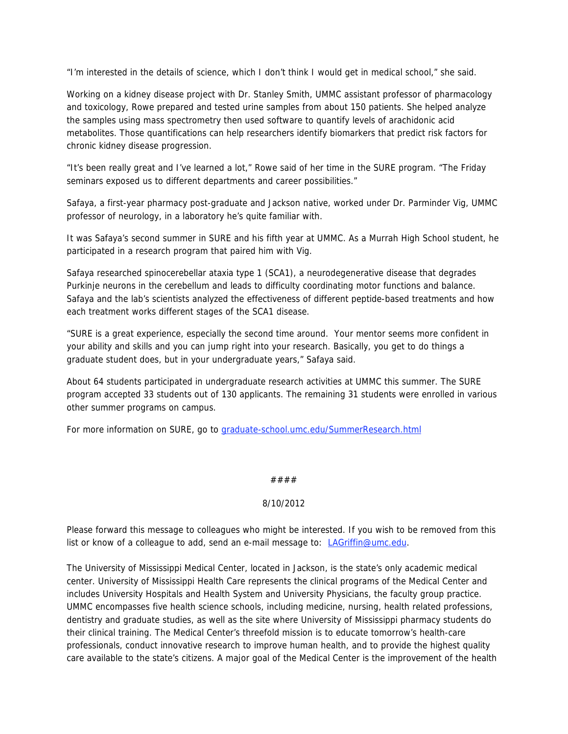"I'm interested in the details of science, which I don't think I would get in medical school," she said.

Working on a kidney disease project with Dr. Stanley Smith, UMMC assistant professor of pharmacology and toxicology, Rowe prepared and tested urine samples from about 150 patients. She helped analyze the samples using mass spectrometry then used software to quantify levels of arachidonic acid metabolites. Those quantifications can help researchers identify biomarkers that predict risk factors for chronic kidney disease progression.

"It's been really great and I've learned a lot," Rowe said of her time in the SURE program. "The Friday seminars exposed us to different departments and career possibilities."

Safaya, a first-year pharmacy post-graduate and Jackson native, worked under Dr. Parminder Vig, UMMC professor of neurology, in a laboratory he's quite familiar with.

It was Safaya's second summer in SURE and his fifth year at UMMC. As a Murrah High School student, he participated in a research program that paired him with Vig.

Safaya researched spinocerebellar ataxia type 1 (SCA1), a neurodegenerative disease that degrades Purkinje neurons in the cerebellum and leads to difficulty coordinating motor functions and balance. Safaya and the lab's scientists analyzed the effectiveness of different peptide-based treatments and how each treatment works different stages of the SCA1 disease.

"SURE is a great experience, especially the second time around. Your mentor seems more confident in your ability and skills and you can jump right into your research. Basically, you get to do things a graduate student does, but in your undergraduate years," Safaya said.

About 64 students participated in undergraduate research activities at UMMC this summer. The SURE program accepted 33 students out of 130 applicants. The remaining 31 students were enrolled in various other summer programs on campus.

For more information on SURE, go to [graduate-school.umc.edu/SummerResearch.html](graduate-school.umc.edu/SummerResearch.html)

####

8/10/2012

Please forward this message to colleagues who might be interested. If you wish to be removed from this list or know of a colleague to add, send an e-mail message to: [LAGriffin@umc.edu](mailto:LAGriffin@umc.edu).

The University of Mississippi Medical Center, located in Jackson, is the state's only academic medical center. University of Mississippi Health Care represents the clinical programs of the Medical Center and includes University Hospitals and Health System and University Physicians, the faculty group practice. UMMC encompasses five health science schools, including medicine, nursing, health related professions, dentistry and graduate studies, as well as the site where University of Mississippi pharmacy students do their clinical training. The Medical Center's threefold mission is to educate tomorrow's health-care professionals, conduct innovative research to improve human health, and to provide the highest quality care available to the state's citizens. A major goal of the Medical Center is the improvement of the health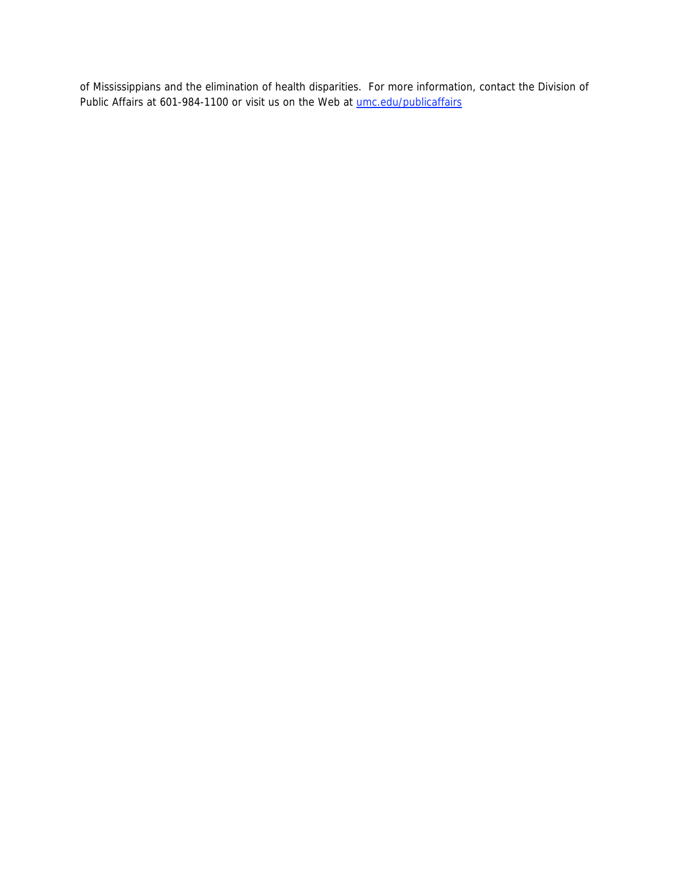of Mississippians and the elimination of health disparities. For more information, contact the Division of Public Affairs at 601-984-1100 or visit us on the Web at [umc.edu/publicaffairs](umc.edu/publicaffairs)